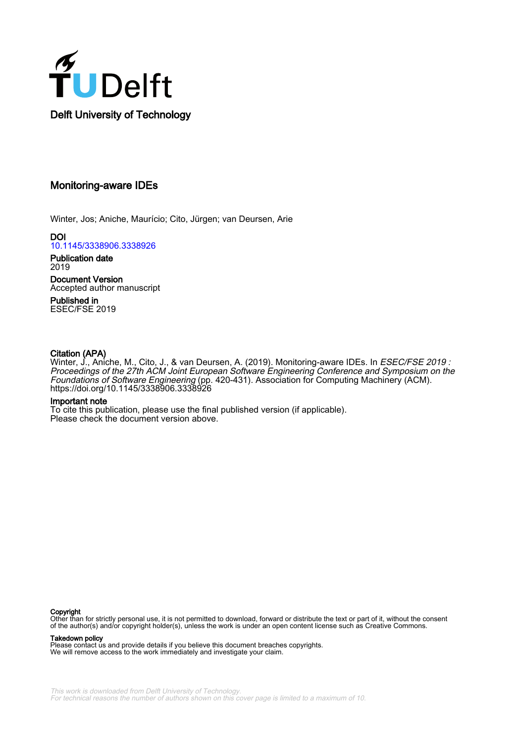Delft University of Technology

# Monitoring-aware IDEs

Winter, Jos; Aniche, Maurício; Cito, Jürgen; van Deursen, Arie

**DOI**
10.1145/3338906.3338926

**Publication date**
2019

**Document Version**
Accepted author manuscript

**Published in**
ESEC/FSE 2019

**Citation (APA)**
Winter, J., Aniche, M., Cito, J., & van Deursen, A. (2019). Monitoring-aware IDEs. In *ESEC/FSE 2019 : Proceedings of the 27th ACM Joint European Software Engineering Conference and Symposium on the Foundations of Software Engineering* (pp. 420-431). Association for Computing Machinery (ACM). https://doi.org/10.1145/3338906.3338926

**Important note**
To cite this publication, please use the final published version (if applicable). Please check the document version above.

**Copyright**
Other than for strictly personal use, it is not permitted to download, forward or distribute the text or part of it, without the consent of the author(s) and/or copyright holder(s), unless the work is under an open content license such as Creative Commons.

**Takedown policy**
Please contact us and provide details if you believe this document breaches copyrights. We will remove access to the work immediately and investigate your claim.

*This work is downloaded from Delft University of Technology. For technical reasons the number of authors shown on this cover page is limited to a maximum of 10.*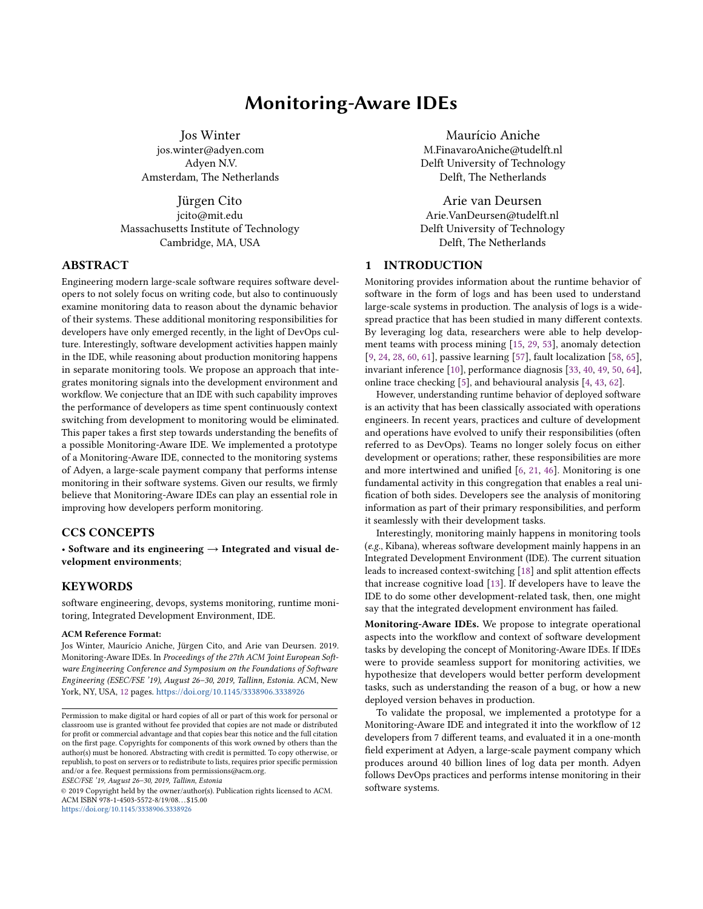# Monitoring-Aware IDEs

Jos Winter
jos.winter@adyen.com
Adyen N.V.
Amsterdam, The Netherlands

Maurício Aniche
M.FinavaroAniche@tudelft.nl
Delft University of Technology
Delft, The Netherlands

Jürgen Cito
jcito@mit.edu
Massachusetts Institute of Technology
Cambridge, MA, USA

Arie van Deursen
Arie.VanDeursen@tudelft.nl
Delft University of Technology
Delft, The Netherlands

## ABSTRACT

Engineering modern large-scale software requires software developers to not solely focus on writing code, but also to continuously examine monitoring data to reason about the dynamic behavior of their systems. These additional monitoring responsibilities for developers have only emerged recently, in the light of DevOps culture. Interestingly, software development activities happen mainly in the IDE, while reasoning about production monitoring happens in separate monitoring tools. We propose an approach that integrates monitoring signals into the development environment and workflow. We conjecture that an IDE with such capability improves the performance of developers as time spent continuously context switching from development to monitoring would be eliminated. This paper takes a first step towards understanding the benefits of a possible Monitoring-Aware IDE. We implemented a prototype of a Monitoring-Aware IDE, connected to the monitoring systems of Adyen, a large-scale payment company that performs intense monitoring in their software systems. Given our results, we firmly believe that Monitoring-Aware IDEs can play an essential role in improving how developers perform monitoring.

## CCS CONCEPTS

• **Software and its engineering → Integrated and visual development environments**;

## KEYWORDS

software engineering, devops, systems monitoring, runtime monitoring, Integrated Development Environment, IDE.

**ACM Reference Format:**

Jos Winter, Maurício Aniche, Jürgen Cito, and Arie van Deursen. 2019. Monitoring-Aware IDEs. In *Proceedings of the 27th ACM Joint European Software Engineering Conference and Symposium on the Foundations of Software Engineering (ESEC/FSE '19), August 26–30, 2019, Tallinn, Estonia.* ACM, New York, NY, USA, 12 pages. https://doi.org/10.1145/3338906.3338926

Permission to make digital or hard copies of all or part of this work for personal or classroom use is granted without fee provided that copies are not made or distributed for profit or commercial advantage and that copies bear this notice and the full citation on the first page. Copyrights for components of this work owned by others than the author(s) must be honored. Abstracting with credit is permitted. To copy otherwise, or republish, to post on servers or to redistribute to lists, requires prior specific permission and/or a fee. Request permissions from permissions@acm.org.
*ESEC/FSE '19, August 26–30, 2019, Tallinn, Estonia*
© 2019 Copyright held by the owner/author(s). Publication rights licensed to ACM.
ACM ISBN 978-1-4503-5572-8/19/08...$15.00
https://doi.org/10.1145/3338906.3338926

## 1 INTRODUCTION

Monitoring provides information about the runtime behavior of software in the form of logs and has been used to understand large-scale systems in production. The analysis of logs is a widespread practice that has been studied in many different contexts. By leveraging log data, researchers were able to help development teams with process mining [15, 29, 53], anomaly detection [9, 24, 28, 60, 61], passive learning [57], fault localization [58, 65], invariant inference [10], performance diagnosis [33, 40, 49, 50, 64], online trace checking [5], and behavioural analysis [4, 43, 62].

However, understanding runtime behavior of deployed software is an activity that has been classically associated with operations engineers. In recent years, practices and culture of development and operations have evolved to unify their responsibilities (often referred to as DevOps). Teams no longer solely focus on either development or operations; rather, these responsibilities are more and more intertwined and unified [6, 21, 46]. Monitoring is one fundamental activity in this congregation that enables a real unification of both sides. Developers see the analysis of monitoring information as part of their primary responsibilities, and perform it seamlessly with their development tasks.

Interestingly, monitoring mainly happens in monitoring tools (*e.g.*, Kibana), whereas software development mainly happens in an Integrated Development Environment (IDE). The current situation leads to increased context-switching [18] and split attention effects that increase cognitive load [13]. If developers have to leave the IDE to do some other development-related task, then, one might say that the integrated development environment has failed.

**Monitoring-Aware IDEs.** We propose to integrate operational aspects into the workflow and context of software development tasks by developing the concept of Monitoring-Aware IDEs. If IDEs were to provide seamless support for monitoring activities, we hypothesize that developers would better perform development tasks, such as understanding the reason of a bug, or how a new deployed version behaves in production.

To validate the proposal, we implemented a prototype for a Monitoring-Aware IDE and integrated it into the workflow of 12 developers from 7 different teams, and evaluated it in a one-month field experiment at Adyen, a large-scale payment company which produces around 40 billion lines of log data per month. Adyen follows DevOps practices and performs intense monitoring in their software systems.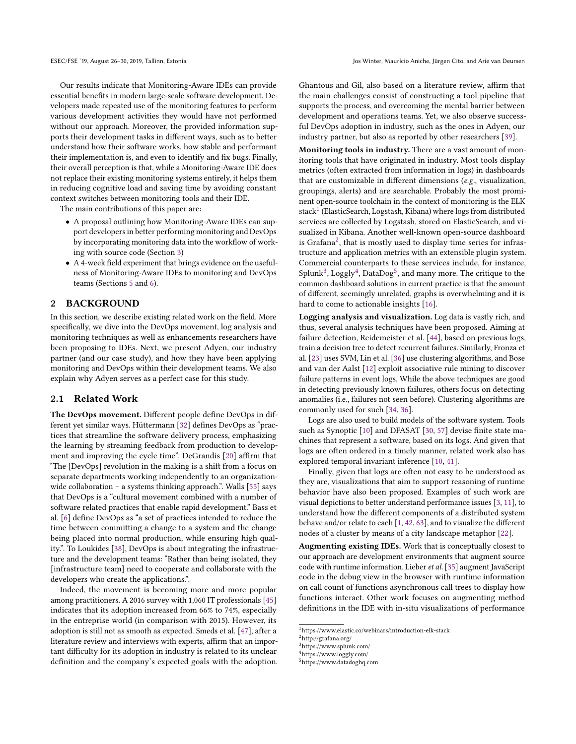Our results indicate that Monitoring-Aware IDEs can provide essential benefits in modern large-scale software development. Developers made repeated use of the monitoring features to perform various development activities they would have not performed without our approach. Moreover, the provided information supports their development tasks in different ways, such as to better understand how their software works, how stable and performant their implementation is, and even to identify and fix bugs. Finally, their overall perception is that, while a Monitoring-Aware IDE does not replace their existing monitoring systems entirely, it helps them in reducing cognitive load and saving time by avoiding constant context switches between monitoring tools and their IDE.

The main contributions of this paper are:

- A proposal outlining how Monitoring-Aware IDEs can support developers in better performing monitoring and DevOps by incorporating monitoring data into the workflow of working with source code (Section 3)
- A 4-week field experiment that brings evidence on the usefulness of Monitoring-Aware IDEs to monitoring and DevOps teams (Sections 5 and 6).

## 2 BACKGROUND

In this section, we describe existing related work on the field. More specifically, we dive into the DevOps movement, log analysis and monitoring techniques as well as enhancements researchers have been proposing to IDEs. Next, we present Adyen, our industry partner (and our case study), and how they have been applying monitoring and DevOps within their development teams. We also explain why Adyen serves as a perfect case for this study.

### 2.1 Related Work

**The DevOps movement.** Different people define DevOps in different yet similar ways. Hüttermann [32] defines DevOps as "practices that streamline the software delivery process, emphasizing the learning by streaming feedback from production to development and improving the cycle time". DeGrandis [20] affirm that "The [DevOps] revolution in the making is a shift from a focus on separate departments working independently to an organization-wide collaboration – a systems thinking approach.". Walls [55] says that DevOps is a "cultural movement combined with a number of software related practices that enable rapid development." Bass et al. [6] define DevOps as "a set of practices intended to reduce the time between committing a change to a system and the change being placed into normal production, while ensuring high quality.". To Loukides [38], DevOps is about integrating the infrastructure and the development teams: "Rather than being isolated, they [infrastructure team] need to cooperate and collaborate with the developers who create the applications.".

Indeed, the movement is becoming more and more popular among practitioners. A 2016 survey with 1,060 IT professionals [45] indicates that its adoption increased from 66% to 74%, especially in the entreprise world (in comparison with 2015). However, its adoption is still not as smooth as expected. Smeds et al. [47], after a literature review and interviews with experts, affirm that an important difficulty for its adoption in industry is related to its unclear definition and the company's expected goals with the adoption. Ghantous and Gil, also based on a literature review, affirm that the main challenges consist of constructing a tool pipeline that supports the process, and overcoming the mental barrier between development and operations teams. Yet, we also observe successful DevOps adoption in industry, such as the ones in Adyen, our industry partner, but also as reported by other researchers [39].

**Monitoring tools in industry.** There are a vast amount of monitoring tools that have originated in industry. Most tools display metrics (often extracted from information in logs) in dashboards that are customizable in different dimensions (*e.g.*, visualization, groupings, alerts) and are searchable. Probably the most prominent open-source toolchain in the context of monitoring is the ELK stack[1] (ElasticSearch, Logstash, Kibana) where logs from distributed services are collected by Logstash, stored on ElasticSearch, and visualized in Kibana. Another well-known open-source dashboard is Grafana[2], that is mostly used to display time series for infrastructure and application metrics with an extensible plugin system. Commercial counterparts to these services include, for instance, Splunk[3], Loggly[4], DataDog[5], and many more. The critique to the common dashboard solutions in current practice is that the amount of different, seemingly unrelated, graphs is overwhelming and it is hard to come to actionable insights [16].

**Logging analysis and visualization.** Log data is vastly rich, and thus, several analysis techniques have been proposed. Aiming at failure detection, Reidemeister et al. [44], based on previous logs, train a decision tree to detect recurrent failures. Similarly, Fronza et al. [23] uses SVM, Lin et al. [36] use clustering algorithms, and Bose and van der Aalst [12] exploit associative rule mining to discover failure patterns in event logs. While the above techniques are good in detecting previously known failures, others focus on detecting anomalies (i.e., failures not seen before). Clustering algorithms are commonly used for such [34, 36].

Logs are also used to build models of the software system. Tools such as Synoptic [10] and DFASAT [30, 57] devise finite state machines that represent a software, based on its logs. And given that logs are often ordered in a timely manner, related work also has explored temporal invariant inference [10, 41].

Finally, given that logs are often not easy to be understood as they are, visualizations that aim to support reasoning of runtime behavior have also been proposed. Examples of such work are visual depictions to better understand performance issues [3, 11], to understand how the different components of a distributed system behave and/or relate to each [1, 42, 63], and to visualize the different nodes of a cluster by means of a city landscape metaphor [22].

**Augmenting existing IDEs.** Work that is conceptually closest to our approach are development environments that augment source code with runtime information. Lieber *et al.* [35] augment JavaScript code in the debug view in the browser with runtime information on call count of functions asynchronous call trees to display how functions interact. Other work focuses on augmenting method definitions in the IDE with in-situ visualizations of performance

[1] https://www.elastic.co/webinars/introduction-elk-stack
[2] http://grafana.org/
[3] https://www.splunk.com/
[4] https://www.loggly.com/
[5] https://www.datadoghq.com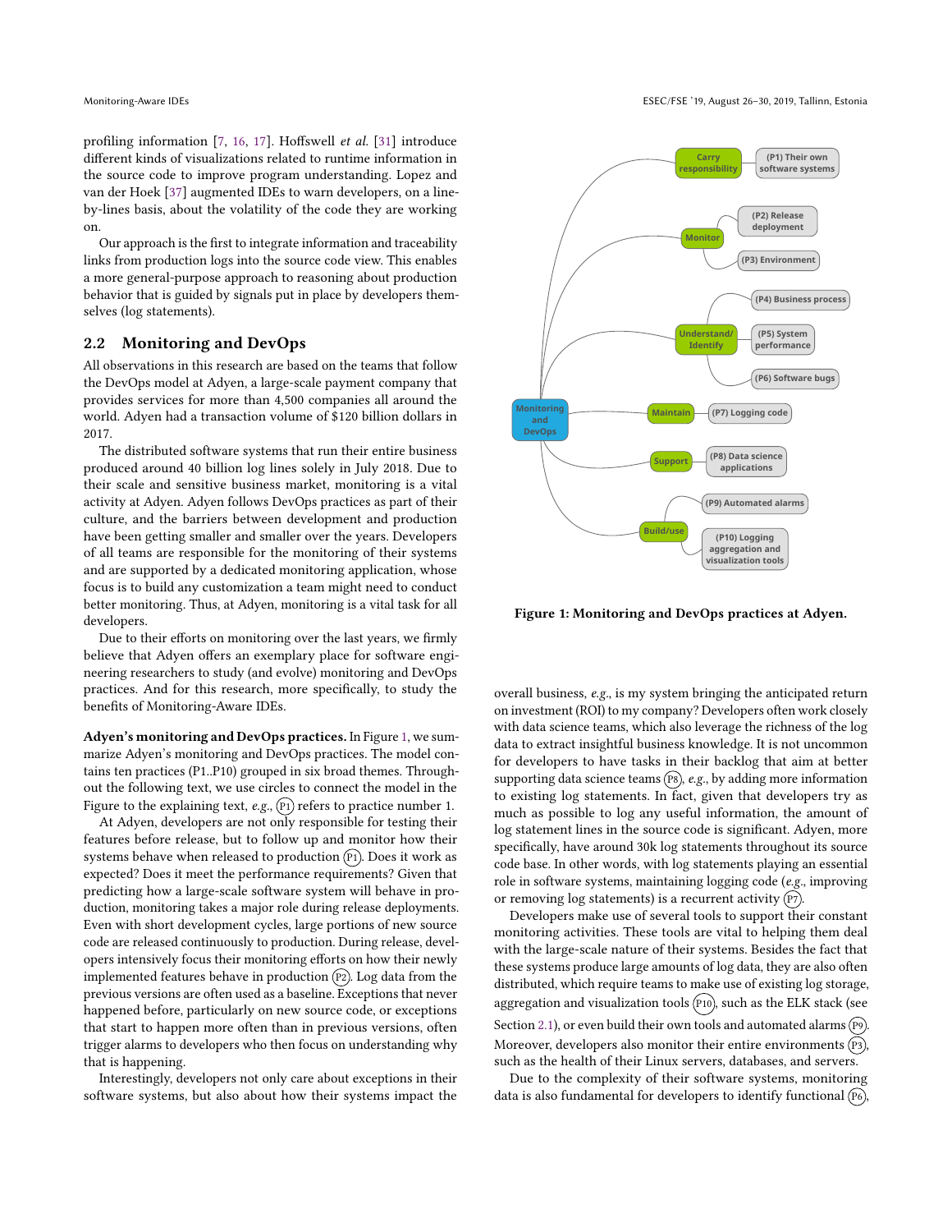profiling information [7, 16, 17]. Hoffswell *et al.* [31] introduce different kinds of visualizations related to runtime information in the source code to improve program understanding. Lopez and van der Hoek [37] augmented IDEs to warn developers, on a line-by-lines basis, about the volatility of the code they are working on.

Our approach is the first to integrate information and traceability links from production logs into the source code view. This enables a more general-purpose approach to reasoning about production behavior that is guided by signals put in place by developers themselves (log statements).

## 2.2 Monitoring and DevOps

All observations in this research are based on the teams that follow the DevOps model at Adyen, a large-scale payment company that provides services for more than 4,500 companies all around the world. Adyen had a transaction volume of $120 billion dollars in 2017.

The distributed software systems that run their entire business produced around 40 billion log lines solely in July 2018. Due to their scale and sensitive business market, monitoring is a vital activity at Adyen. Adyen follows DevOps practices as part of their culture, and the barriers between development and production have been getting smaller and smaller over the years. Developers of all teams are responsible for the monitoring of their systems and are supported by a dedicated monitoring application, whose focus is to build any customization a team might need to conduct better monitoring. Thus, at Adyen, monitoring is a vital task for all developers.

Due to their efforts on monitoring over the last years, we firmly believe that Adyen offers an exemplary place for software engineering researchers to study (and evolve) monitoring and DevOps practices. And for this research, more specifically, to study the benefits of Monitoring-Aware IDEs.

**Adyen's monitoring and DevOps practices.** In Figure 1, we summarize Adyen's monitoring and DevOps practices. The model contains ten practices (P1..P10) grouped in six broad themes. Throughout the following text, we use circles to connect the model in the Figure to the explaining text, *e.g.*, (P1) refers to practice number 1.

At Adyen, developers are not only responsible for testing their features before release, but to follow up and monitor how their systems behave when released to production (P1). Does it work as expected? Does it meet the performance requirements? Given that predicting how a large-scale software system will behave in production, monitoring takes a major role during release deployments. Even with short development cycles, large portions of new source code are released continuously to production. During release, developers intensively focus their monitoring efforts on how their newly implemented features behave in production (P2). Log data from the previous versions are often used as a baseline. Exceptions that never happened before, particularly on new source code, or exceptions that start to happen more often than in previous versions, often trigger alarms to developers who then focus on understanding why that is happening.

Interestingly, developers not only care about exceptions in their software systems, but also about how their systems impact the overall business, *e.g.*, is my system bringing the anticipated return on investment (ROI) to my company? Developers often work closely with data science teams, which also leverage the richness of the log data to extract insightful business knowledge. It is not uncommon for developers to have tasks in their backlog that aim at better supporting data science teams (P8), *e.g.*, by adding more information to existing log statements. In fact, given that developers try as much as possible to log any useful information, the amount of log statement lines in the source code is significant. Adyen, more specifically, have around 30k log statements throughout its source code base. In other words, with log statements playing an essential role in software systems, maintaining logging code (*e.g.*, improving or removing log statements) is a recurrent activity (P7).

Developers make use of several tools to support their constant monitoring activities. These tools are vital to helping them deal with the large-scale nature of their systems. Besides the fact that these systems produce large amounts of log data, they are also often distributed, which require teams to make use of existing log storage, aggregation and visualization tools (P10), such as the ELK stack (see Section 2.1), or even build their own tools and automated alarms (P9). Moreover, developers also monitor their entire environments (P3), such as the health of their Linux servers, databases, and servers.

Due to the complexity of their software systems, monitoring data is also fundamental for developers to identify functional (P6),

Monitoring and DevOps:
- Carry responsibility
  - (P1) Their own software systems
- Monitor
  - (P2) Release deployment
  - (P3) Environment
- Understand/Identify
  - (P4) Business process
  - (P5) System performance
  - (P6) Software bugs
- Maintain
  - (P7) Logging code
- Support
  - (P8) Data science applications
- Build/use
  - (P9) Automated alarms
  - (P10) Logging aggregation and visualization tools

**Figure 1: Monitoring and DevOps practices at Adyen.**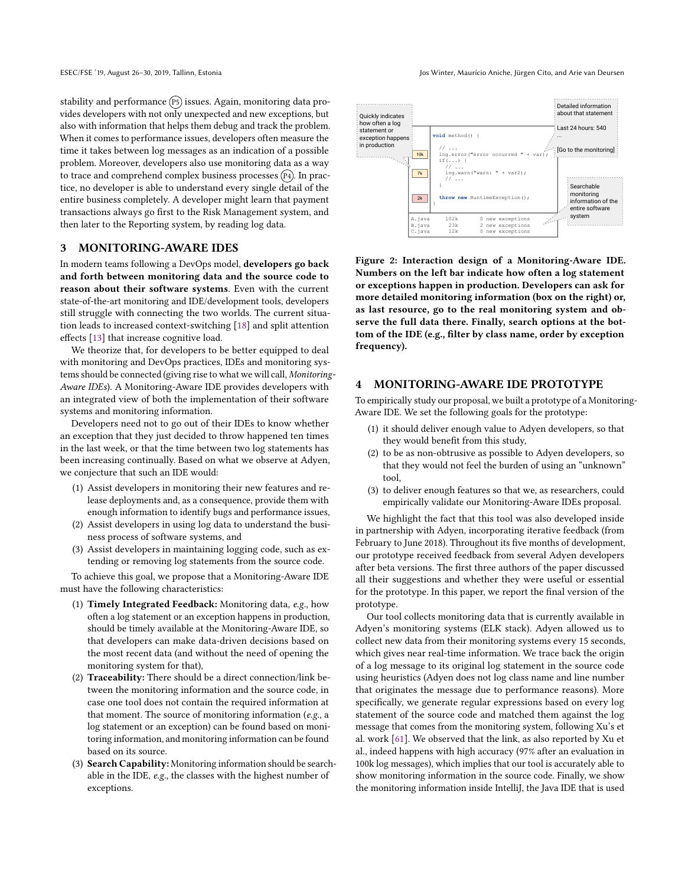stability and performance (P5) issues. Again, monitoring data provides developers with not only unexpected and new exceptions, but also with information that helps them debug and track the problem. When it comes to performance issues, developers often measure the time it takes between log messages as an indication of a possible problem. Moreover, developers also use monitoring data as a way to trace and comprehend complex business processes (P4). In practice, no developer is able to understand every single detail of the entire business completely. A developer might learn that payment transactions always go first to the Risk Management system, and then later to the Reporting system, by reading log data.

## 3 MONITORING-AWARE IDES

In modern teams following a DevOps model, **developers go back and forth between monitoring data and the source code to reason about their software systems**. Even with the current state-of-the-art monitoring and IDE/development tools, developers still struggle with connecting the two worlds. The current situation leads to increased context-switching [18] and split attention effects [13] that increase cognitive load.

We theorize that, for developers to be better equipped to deal with monitoring and DevOps practices, IDEs and monitoring systems should be connected (giving rise to what we will call, *Monitoring-Aware IDEs*). A Monitoring-Aware IDE provides developers with an integrated view of both the implementation of their software systems and monitoring information.

Developers need not to go out of their IDEs to know whether an exception that they just decided to throw happened ten times in the last week, or that the time between two log statements has been increasing continually. Based on what we observe at Adyen, we conjecture that such an IDE would:

1. Assist developers in monitoring their new features and release deployments and, as a consequence, provide them with enough information to identify bugs and performance issues,
2. Assist developers in using log data to understand the business process of software systems, and
3. Assist developers in maintaining logging code, such as extending or removing log statements from the source code.

To achieve this goal, we propose that a Monitoring-Aware IDE must have the following characteristics:

1. **Timely Integrated Feedback:** Monitoring data, *e.g.*, how often a log statement or an exception happens in production, should be timely available at the Monitoring-Aware IDE, so that developers can make data-driven decisions based on the most recent data (and without the need of opening the monitoring system for that),
2. **Traceability:** There should be a direct connection/link between the monitoring information and the source code, in case one tool does not contain the required information at that moment. The source of monitoring information (*e.g.*, a log statement or an exception) can be found based on monitoring information, and monitoring information can be found based on its source.
3. **Search Capability:** Monitoring information should be searchable in the IDE, *e.g.*, the classes with the highest number of exceptions.

```
Quickly indicates how often a log statement or exception happens in production

      void method() {
        // ...
10k     log.error("error occurred " + var);
        if(...) {
          // ...
7k        log.warn("warn: " + var2);
          // ...
        }
2k      throw new RuntimeException();
      }

A.java    102k    0 new exceptions
B.java     23k    2 new exceptions
C.java     12k    0 new exceptions

Detailed information about that statement
Last 24 hours: 540
...
[Go to the monitoring]

Searchable monitoring information of the entire software system
```

**Figure 2: Interaction design of a Monitoring-Aware IDE. Numbers on the left bar indicate how often a log statement or exceptions happen in production. Developers can ask for more detailed monitoring information (box on the right) or, as last resource, go to the real monitoring system and observe the full data there. Finally, search options at the bottom of the IDE (e.g., filter by class name, order by exception frequency).**

## 4 MONITORING-AWARE IDE PROTOTYPE

To empirically study our proposal, we built a prototype of a Monitoring-Aware IDE. We set the following goals for the prototype:

1. it should deliver enough value to Adyen developers, so that they would benefit from this study,
2. to be as non-obtrusive as possible to Adyen developers, so that they would not feel the burden of using an "unknown" tool,
3. to deliver enough features so that we, as researchers, could empirically validate our Monitoring-Aware IDEs proposal.

We highlight the fact that this tool was also developed inside in partnership with Adyen, incorporating iterative feedback (from February to June 2018). Throughout its five months of development, our prototype received feedback from several Adyen developers after beta versions. The first three authors of the paper discussed all their suggestions and whether they were useful or essential for the prototype. In this paper, we report the final version of the prototype.

Our tool collects monitoring data that is currently available in Adyen's monitoring systems (ELK stack). Adyen allowed us to collect new data from their monitoring systems every 15 seconds, which gives near real-time information. We trace back the origin of a log message to its original log statement in the source code using heuristics (Adyen does not log class name and line number that originates the message due to performance reasons). More specifically, we generate regular expressions based on every log statement of the source code and matched them against the log message that comes from the monitoring system, following Xu's et al. work [61]. We observed that the link, as also reported by Xu et al., indeed happens with high accuracy (97% after an evaluation in 100k log messages), which implies that our tool is accurately able to show monitoring information in the source code. Finally, we show the monitoring information inside IntelliJ, the Java IDE that is used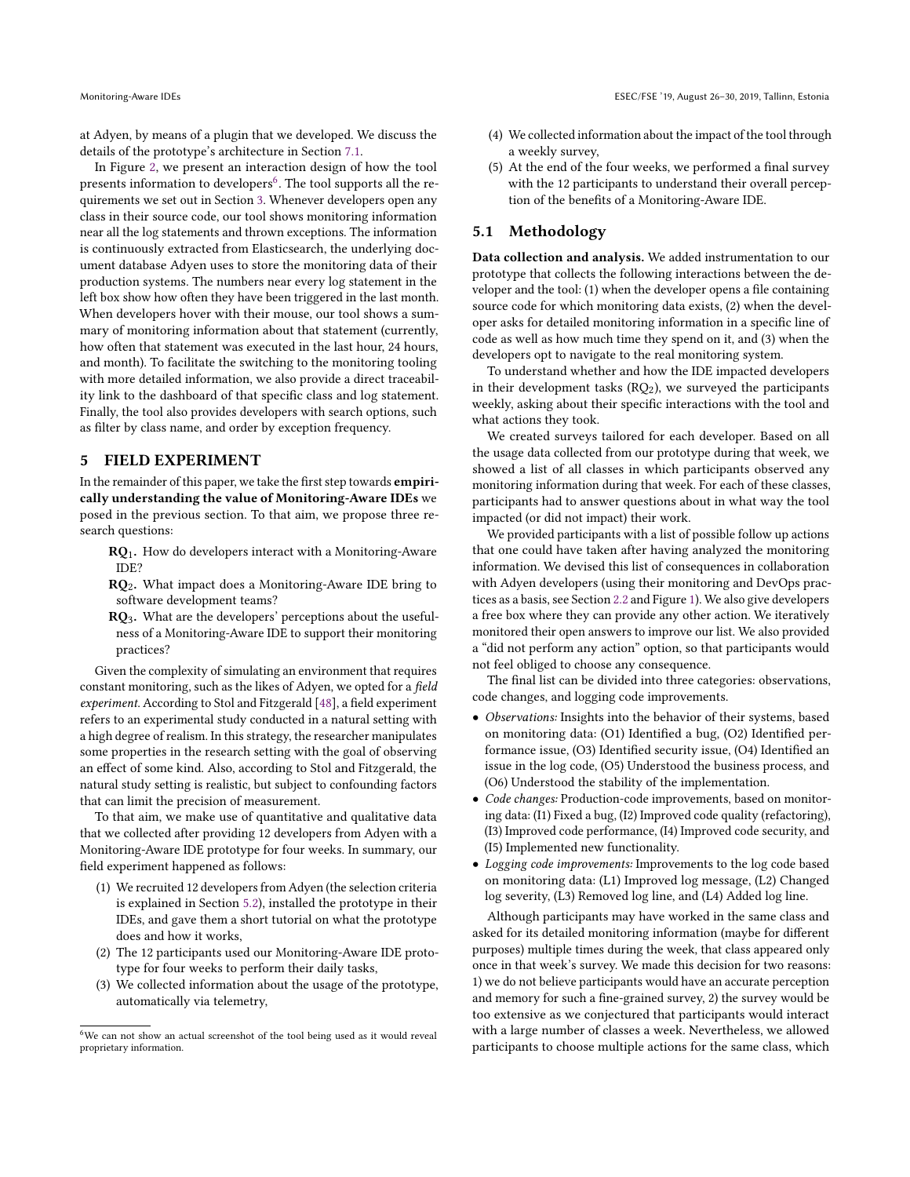at Adyen, by means of a plugin that we developed. We discuss the details of the prototype's architecture in Section 7.1.

In Figure 2, we present an interaction design of how the tool presents information to developers[6]. The tool supports all the requirements we set out in Section 3. Whenever developers open any class in their source code, our tool shows monitoring information near all the log statements and thrown exceptions. The information is continuously extracted from Elasticsearch, the underlying document database Adyen uses to store the monitoring data of their production systems. The numbers near every log statement in the left box show how often they have been triggered in the last month. When developers hover with their mouse, our tool shows a summary of monitoring information about that statement (currently, how often that statement was executed in the last hour, 24 hours, and month). To facilitate the switching to the monitoring tooling with more detailed information, we also provide a direct traceability link to the dashboard of that specific class and log statement. Finally, the tool also provides developers with search options, such as filter by class name, and order by exception frequency.

# 5 FIELD EXPERIMENT

In the remainder of this paper, we take the first step towards **empirically understanding the value of Monitoring-Aware IDEs** we posed in the previous section. To that aim, we propose three research questions:

**$RQ_1$.** How do developers interact with a Monitoring-Aware IDE?

**$RQ_2$.** What impact does a Monitoring-Aware IDE bring to software development teams?

**$RQ_3$.** What are the developers' perceptions about the usefulness of a Monitoring-Aware IDE to support their monitoring practices?

Given the complexity of simulating an environment that requires constant monitoring, such as the likes of Adyen, we opted for a *field experiment*. According to Stol and Fitzgerald [48], a field experiment refers to an experimental study conducted in a natural setting with a high degree of realism. In this strategy, the researcher manipulates some properties in the research setting with the goal of observing an effect of some kind. Also, according to Stol and Fitzgerald, the natural study setting is realistic, but subject to confounding factors that can limit the precision of measurement.

To that aim, we make use of quantitative and qualitative data that we collected after providing 12 developers from Adyen with a Monitoring-Aware IDE prototype for four weeks. In summary, our field experiment happened as follows:

1. We recruited 12 developers from Adyen (the selection criteria is explained in Section 5.2), installed the prototype in their IDEs, and gave them a short tutorial on what the prototype does and how it works,
2. The 12 participants used our Monitoring-Aware IDE prototype for four weeks to perform their daily tasks,
3. We collected information about the usage of the prototype, automatically via telemetry,
4. We collected information about the impact of the tool through a weekly survey,
5. At the end of the four weeks, we performed a final survey with the 12 participants to understand their overall perception of the benefits of a Monitoring-Aware IDE.

[6] We can not show an actual screenshot of the tool being used as it would reveal proprietary information.

## 5.1 Methodology

**Data collection and analysis.** We added instrumentation to our prototype that collects the following interactions between the developer and the tool: (1) when the developer opens a file containing source code for which monitoring data exists, (2) when the developer asks for detailed monitoring information in a specific line of code as well as how much time they spend on it, and (3) when the developers opt to navigate to the real monitoring system.

To understand whether and how the IDE impacted developers in their development tasks ($RQ_2$), we surveyed the participants weekly, asking about their specific interactions with the tool and what actions they took.

We created surveys tailored for each developer. Based on all the usage data collected from our prototype during that week, we showed a list of all classes in which participants observed any monitoring information during that week. For each of these classes, participants had to answer questions about in what way the tool impacted (or did not impact) their work.

We provided participants with a list of possible follow up actions that one could have taken after having analyzed the monitoring information. We devised this list of consequences in collaboration with Adyen developers (using their monitoring and DevOps practices as a basis, see Section 2.2 and Figure 1). We also give developers a free box where they can provide any other action. We iteratively monitored their open answers to improve our list. We also provided a "did not perform any action" option, so that participants would not feel obliged to choose any consequence.

The final list can be divided into three categories: observations, code changes, and logging code improvements.

- *Observations:* Insights into the behavior of their systems, based on monitoring data: (O1) Identified a bug, (O2) Identified performance issue, (O3) Identified security issue, (O4) Identified an issue in the log code, (O5) Understood the business process, and (O6) Understood the stability of the implementation.
- *Code changes:* Production-code improvements, based on monitoring data: (I1) Fixed a bug, (I2) Improved code quality (refactoring), (I3) Improved code performance, (I4) Improved code security, and (I5) Implemented new functionality.
- *Logging code improvements:* Improvements to the log code based on monitoring data: (L1) Improved log message, (L2) Changed log severity, (L3) Removed log line, and (L4) Added log line.

Although participants may have worked in the same class and asked for its detailed monitoring information (maybe for different purposes) multiple times during the week, that class appeared only once in that week's survey. We made this decision for two reasons: 1) we do not believe participants would have an accurate perception and memory for such a fine-grained survey, 2) the survey would be too extensive as we conjectured that participants would interact with a large number of classes a week. Nevertheless, we allowed participants to choose multiple actions for the same class, which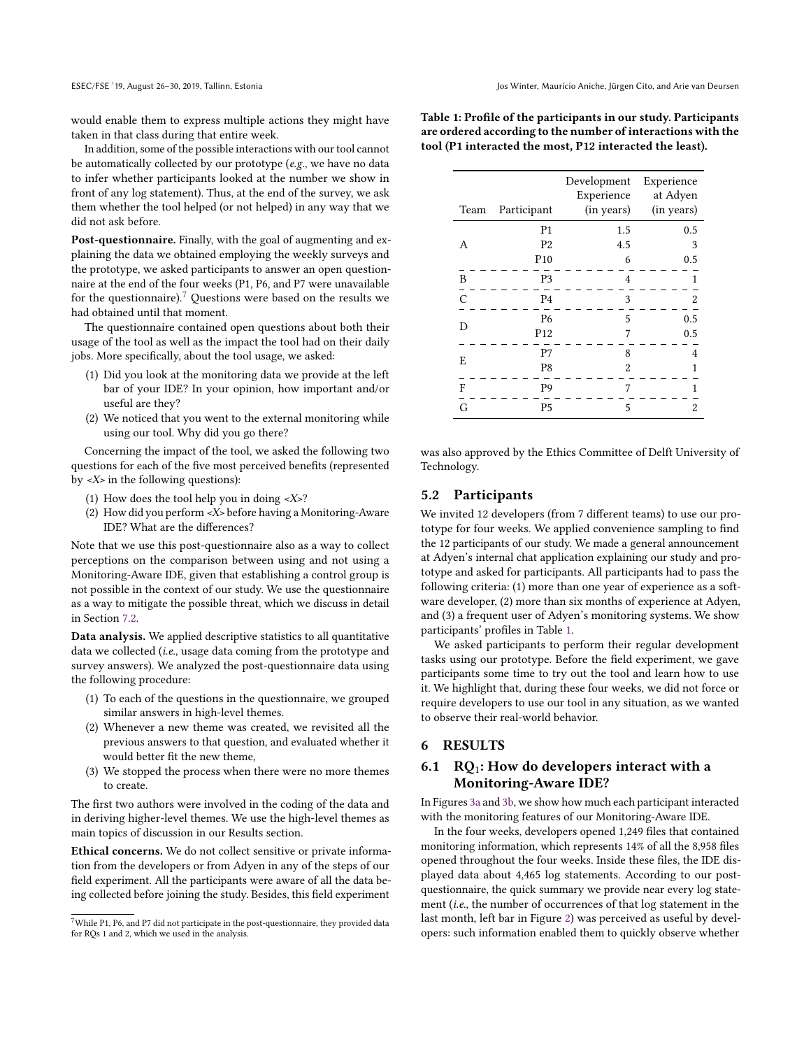would enable them to express multiple actions they might have taken in that class during that entire week.

In addition, some of the possible interactions with our tool cannot be automatically collected by our prototype (*e.g.*, we have no data to infer whether participants looked at the number we show in front of any log statement). Thus, at the end of the survey, we ask them whether the tool helped (or not helped) in any way that we did not ask before.

**Post-questionnaire.** Finally, with the goal of augmenting and explaining the data we obtained employing the weekly surveys and the prototype, we asked participants to answer an open questionnaire at the end of the four weeks (P1, P6, and P7 were unavailable for the questionnaire).[7] Questions were based on the results we had obtained until that moment.

The questionnaire contained open questions about both their usage of the tool as well as the impact the tool had on their daily jobs. More specifically, about the tool usage, we asked:

1. Did you look at the monitoring data we provide at the left bar of your IDE? In your opinion, how important and/or useful are they?
2. We noticed that you went to the external monitoring while using our tool. Why did you go there?

Concerning the impact of the tool, we asked the following two questions for each of the five most perceived benefits (represented by *<X>* in the following questions):

1. How does the tool help you in doing *<X>*?
2. How did you perform *<X>* before having a Monitoring-Aware IDE? What are the differences?

Note that we use this post-questionnaire also as a way to collect perceptions on the comparison between using and not using a Monitoring-Aware IDE, given that establishing a control group is not possible in the context of our study. We use the questionnaire as a way to mitigate the possible threat, which we discuss in detail in Section 7.2.

**Data analysis.** We applied descriptive statistics to all quantitative data we collected (*i.e.*, usage data coming from the prototype and survey answers). We analyzed the post-questionnaire data using the following procedure:

1. To each of the questions in the questionnaire, we grouped similar answers in high-level themes.
2. Whenever a new theme was created, we revisited all the previous answers to that question, and evaluated whether it would better fit the new theme,
3. We stopped the process when there were no more themes to create.

The first two authors were involved in the coding of the data and in deriving higher-level themes. We use the high-level themes as main topics of discussion in our Results section.

**Ethical concerns.** We do not collect sensitive or private information from the developers or from Adyen in any of the steps of our field experiment. All the participants were aware of all the data being collected before joining the study. Besides, this field experiment was also approved by the Ethics Committee of Delft University of Technology.

[7] While P1, P6, and P7 did not participate in the post-questionnaire, they provided data for RQs 1 and 2, which we used in the analysis.

**Table 1: Profile of the participants in our study. Participants are ordered according to the number of interactions with the tool (P1 interacted the most, P12 interacted the least).**

| Team | Participant | Development Experience (in years) | Experience at Adyen (in years) |
|---|---|---|---|
| A | P1 | 1.5 | 0.5 |
| | P2 | 4.5 | 3 |
| | P10 | 6 | 0.5 |
| B | P3 | 4 | 1 |
| C | P4 | 3 | 2 |
| D | P6 | 5 | 0.5 |
| | P12 | 7 | 0.5 |
| E | P7 | 8 | 4 |
| | P8 | 2 | 1 |
| F | P9 | 7 | 1 |
| G | P5 | 5 | 2 |

## 5.2 Participants

We invited 12 developers (from 7 different teams) to use our prototype for four weeks. We applied convenience sampling to find the 12 participants of our study. We made a general announcement at Adyen's internal chat application explaining our study and prototype and asked for participants. All participants had to pass the following criteria: (1) more than one year of experience as a software developer, (2) more than six months of experience at Adyen, and (3) a frequent user of Adyen's monitoring systems. We show participants' profiles in Table 1.

We asked participants to perform their regular development tasks using our prototype. Before the field experiment, we gave participants some time to try out the tool and learn how to use it. We highlight that, during these four weeks, we did not force or require developers to use our tool in any situation, as we wanted to observe their real-world behavior.

# 6 RESULTS

## 6.1 $RQ_1$: How do developers interact with a Monitoring-Aware IDE?

In Figures 3a and 3b, we show how much each participant interacted with the monitoring features of our Monitoring-Aware IDE.

In the four weeks, developers opened 1,249 files that contained monitoring information, which represents 14% of all the 8,958 files opened throughout the four weeks. Inside these files, the IDE displayed data about 4,465 log statements. According to our post-questionnaire, the quick summary we provide near every log statement (*i.e.*, the number of occurrences of that log statement in the last month, left bar in Figure 2) was perceived as useful by developers: such information enabled them to quickly observe whether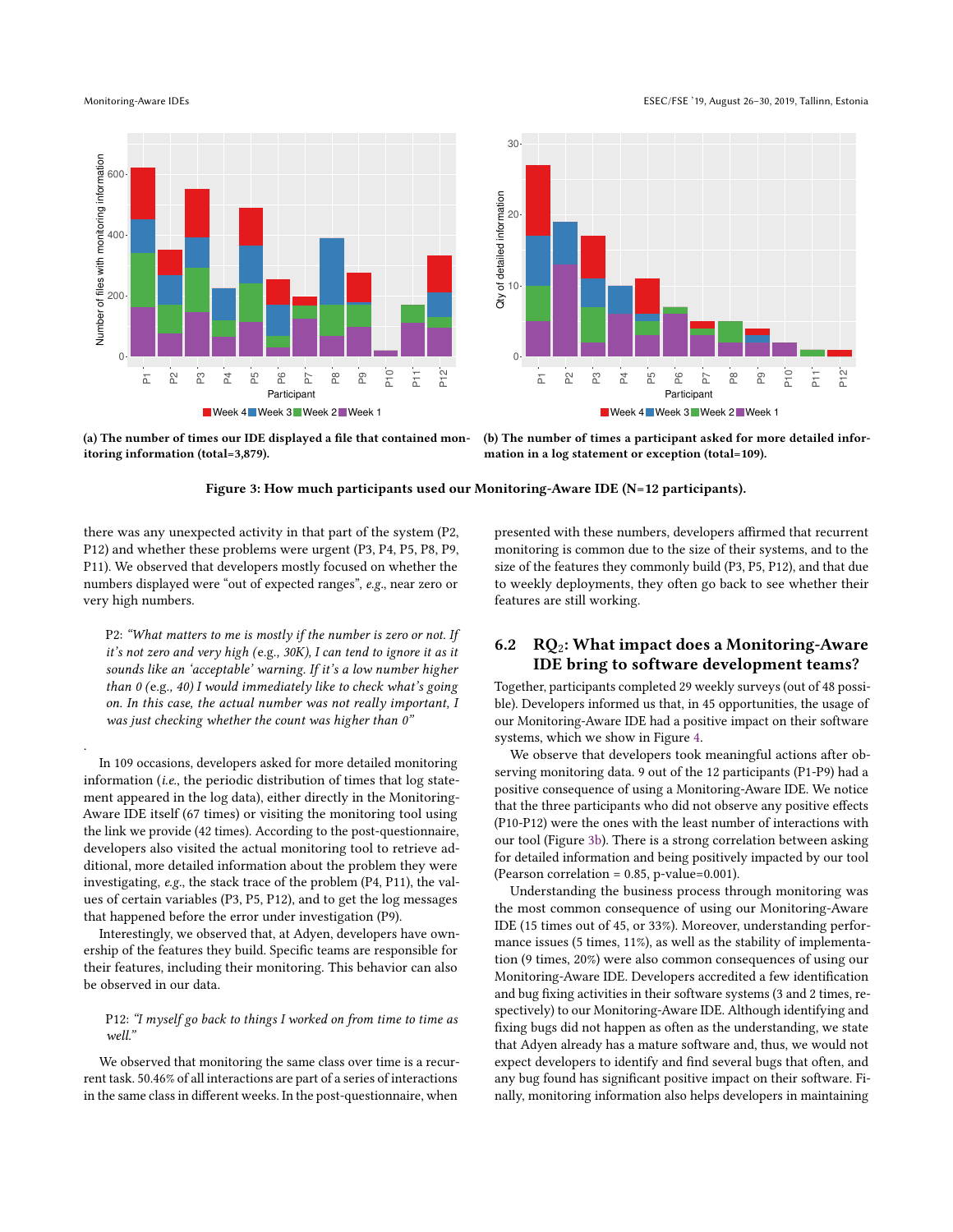(a) The number of times our IDE displayed a file that contained monitoring information (total=3,879).

(b) The number of times a participant asked for more detailed information in a log statement or exception (total=109).

**Figure 3: How much participants used our Monitoring-Aware IDE (N=12 participants).**

there was any unexpected activity in that part of the system (P2, P12) and whether these problems were urgent (P3, P4, P5, P8, P9, P11). We observed that developers mostly focused on whether the numbers displayed were "out of expected ranges", *e.g.*, near zero or very high numbers.

> P2: *"What matters to me is mostly if the number is zero or not. If it's not zero and very high* (e.g., *30K), I can tend to ignore it as it sounds like an 'acceptable' warning. If it's a low number higher than 0* (e.g., *40) I would immediately like to check what's going on. In this case, the actual number was not really important, I was just checking whether the count was higher than 0"*

.

In 109 occasions, developers asked for more detailed monitoring information (*i.e.*, the periodic distribution of times that log statement appeared in the log data), either directly in the Monitoring-Aware IDE itself (67 times) or visiting the monitoring tool using the link we provide (42 times). According to the post-questionnaire, developers also visited the actual monitoring tool to retrieve additional, more detailed information about the problem they were investigating, *e.g.*, the stack trace of the problem (P4, P11), the values of certain variables (P3, P5, P12), and to get the log messages that happened before the error under investigation (P9).

Interestingly, we observed that, at Adyen, developers have ownership of the features they build. Specific teams are responsible for their features, including their monitoring. This behavior can also be observed in our data.

> P12: *"I myself go back to things I worked on from time to time as well."*

We observed that monitoring the same class over time is a recurrent task. 50.46% of all interactions are part of a series of interactions in the same class in different weeks. In the post-questionnaire, when presented with these numbers, developers affirmed that recurrent monitoring is common due to the size of their systems, and to the size of the features they commonly build (P3, P5, P12), and that due to weekly deployments, they often go back to see whether their features are still working.

## 6.2 RQ$_2$: What impact does a Monitoring-Aware IDE bring to software development teams?

Together, participants completed 29 weekly surveys (out of 48 possible). Developers informed us that, in 45 opportunities, the usage of our Monitoring-Aware IDE had a positive impact on their software systems, which we show in Figure 4.

We observe that developers took meaningful actions after observing monitoring data. 9 out of the 12 participants (P1-P9) had a positive consequence of using a Monitoring-Aware IDE. We notice that the three participants who did not observe any positive effects (P10-P12) were the ones with the least number of interactions with our tool (Figure 3b). There is a strong correlation between asking for detailed information and being positively impacted by our tool (Pearson correlation = 0.85, p-value=0.001).

Understanding the business process through monitoring was the most common consequence of using our Monitoring-Aware IDE (15 times out of 45, or 33%). Moreover, understanding performance issues (5 times, 11%), as well as the stability of implementation (9 times, 20%) were also common consequences of using our Monitoring-Aware IDE. Developers accredited a few identification and bug fixing activities in their software systems (3 and 2 times, respectively) to our Monitoring-Aware IDE. Although identifying and fixing bugs did not happen as often as the understanding, we state that Adyen already has a mature software and, thus, we would not expect developers to identify and find several bugs that often, and any bug found has significant positive impact on their software. Finally, monitoring information also helps developers in maintaining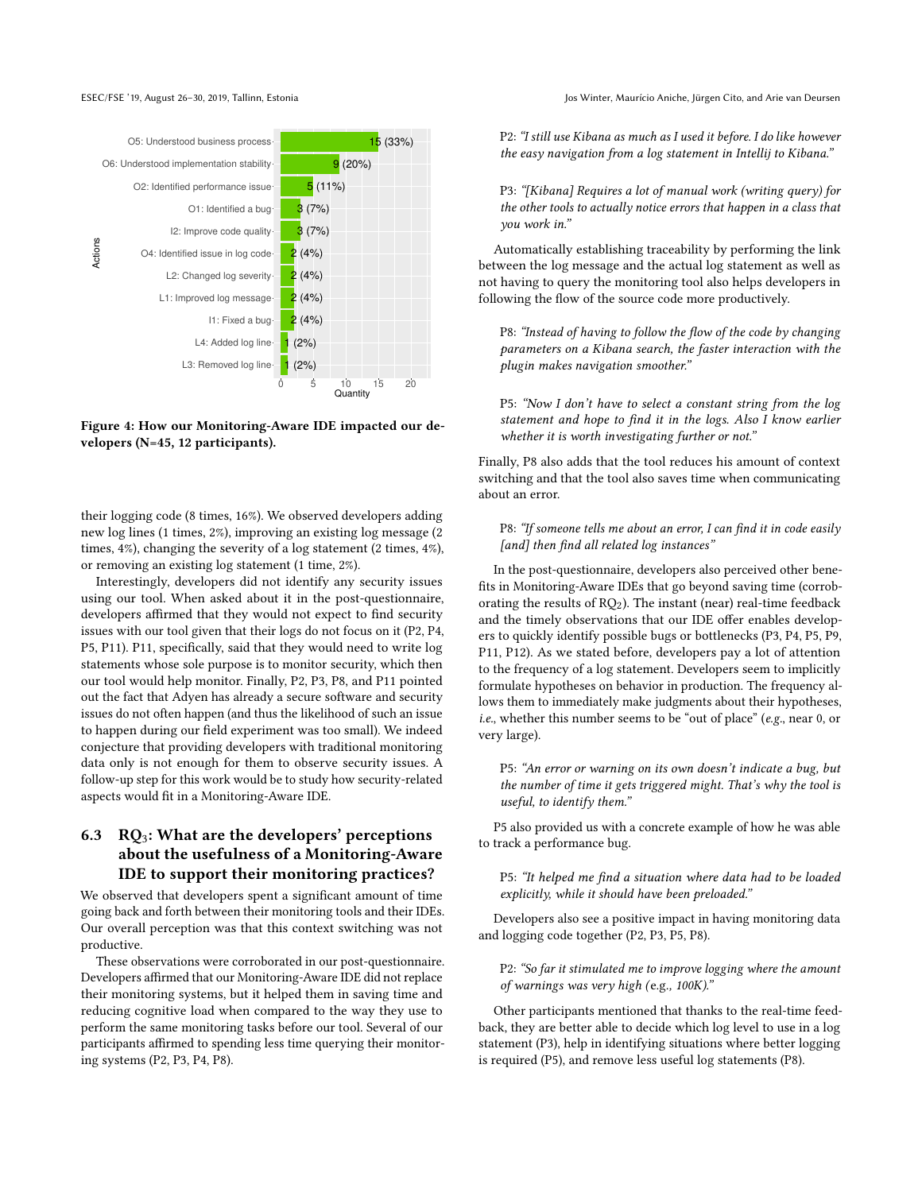Figure 4: How our Monitoring-Aware IDE impacted our developers (N=45, 12 participants).

their logging code (8 times, 16%). We observed developers adding new log lines (1 times, 2%), improving an existing log message (2 times, 4%), changing the severity of a log statement (2 times, 4%), or removing an existing log statement (1 time, 2%).

Interestingly, developers did not identify any security issues using our tool. When asked about it in the post-questionnaire, developers affirmed that they would not expect to find security issues with our tool given that their logs do not focus on it (P2, P4, P5, P11). P11, specifically, said that they would need to write log statements whose sole purpose is to monitor security, which then our tool would help monitor. Finally, P2, P3, P8, and P11 pointed out the fact that Adyen has already a secure software and security issues do not often happen (and thus the likelihood of such an issue to happen during our field experiment was too small). We indeed conjecture that providing developers with traditional monitoring data only is not enough for them to observe security issues. A follow-up step for this work would be to study how security-related aspects would fit in a Monitoring-Aware IDE.

### 6.3 $RQ_3$: What are the developers' perceptions about the usefulness of a Monitoring-Aware IDE to support their monitoring practices?

We observed that developers spent a significant amount of time going back and forth between their monitoring tools and their IDEs. Our overall perception was that this context switching was not productive.

These observations were corroborated in our post-questionnaire. Developers affirmed that our Monitoring-Aware IDE did not replace their monitoring systems, but it helped them in saving time and reducing cognitive load when compared to the way they use to perform the same monitoring tasks before our tool. Several of our participants affirmed to spending less time querying their monitoring systems (P2, P3, P4, P8).

> P2: *"I still use Kibana as much as I used it before. I do like however the easy navigation from a log statement in Intellij to Kibana."*

> P3: *"[Kibana] Requires a lot of manual work (writing query) for the other tools to actually notice errors that happen in a class that you work in."*

Automatically establishing traceability by performing the link between the log message and the actual log statement as well as not having to query the monitoring tool also helps developers in following the flow of the source code more productively.

> P8: *"Instead of having to follow the flow of the code by changing parameters on a Kibana search, the faster interaction with the plugin makes navigation smoother."*

> P5: *"Now I don't have to select a constant string from the log statement and hope to find it in the logs. Also I know earlier whether it is worth investigating further or not."*

Finally, P8 also adds that the tool reduces his amount of context switching and that the tool also saves time when communicating about an error.

> P8: *"If someone tells me about an error, I can find it in code easily [and] then find all related log instances"*

In the post-questionnaire, developers also perceived other benefits in Monitoring-Aware IDEs that go beyond saving time (corroborating the results of $RQ_2$). The instant (near) real-time feedback and the timely observations that our IDE offer enables developers to quickly identify possible bugs or bottlenecks (P3, P4, P5, P9, P11, P12). As we stated before, developers pay a lot of attention to the frequency of a log statement. Developers seem to implicitly formulate hypotheses on behavior in production. The frequency allows them to immediately make judgments about their hypotheses, *i.e.*, whether this number seems to be "out of place" (*e.g.*, near 0, or very large).

> P5: *"An error or warning on its own doesn't indicate a bug, but the number of time it gets triggered might. That's why the tool is useful, to identify them."*

P5 also provided us with a concrete example of how he was able to track a performance bug.

> P5: *"It helped me find a situation where data had to be loaded explicitly, while it should have been preloaded."*

Developers also see a positive impact in having monitoring data and logging code together (P2, P3, P5, P8).

> P2: *"So far it stimulated me to improve logging where the amount of warnings was very high (e.g., 100K)."*

Other participants mentioned that thanks to the real-time feedback, they are better able to decide which log level to use in a log statement (P3), help in identifying situations where better logging is required (P5), and remove less useful log statements (P8).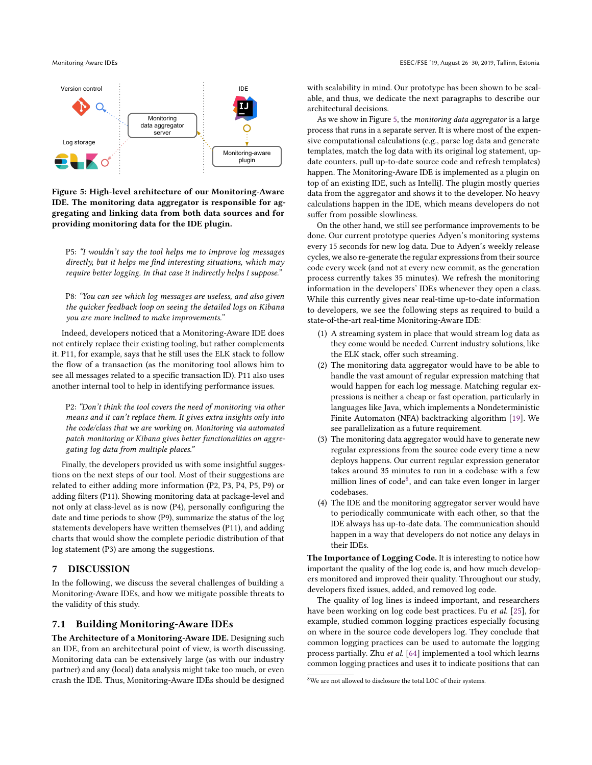Version control

Log storage

IDE

Monitoring data aggregator server

Monitoring-aware plugin

**Figure 5: High-level architecture of our Monitoring-Aware IDE. The monitoring data aggregator is responsible for aggregating and linking data from both data sources and for providing monitoring data for the IDE plugin.**

> P5: *"I wouldn't say the tool helps me to improve log messages directly, but it helps me find interesting situations, which may require better logging. In that case it indirectly helps I suppose."*

> P8: *"You can see which log messages are useless, and also given the quicker feedback loop on seeing the detailed logs on Kibana you are more inclined to make improvements."*

Indeed, developers noticed that a Monitoring-Aware IDE does not entirely replace their existing tooling, but rather complements it. P11, for example, says that he still uses the ELK stack to follow the flow of a transaction (as the monitoring tool allows him to see all messages related to a specific transaction ID). P11 also uses another internal tool to help in identifying performance issues.

> P2: *"Don't think the tool covers the need of monitoring via other means and it can't replace them. It gives extra insights only into the code/class that we are working on. Monitoring via automated patch monitoring or Kibana gives better functionalities on aggregating log data from multiple places."*

Finally, the developers provided us with some insightful suggestions on the next steps of our tool. Most of their suggestions are related to either adding more information (P2, P3, P4, P5, P9) or adding filters (P11). Showing monitoring data at package-level and not only at class-level as is now (P4), personally configuring the date and time periods to show (P9), summarize the status of the log statements developers have written themselves (P11), and adding charts that would show the complete periodic distribution of that log statement (P3) are among the suggestions.

# 7 DISCUSSION

In the following, we discuss the several challenges of building a Monitoring-Aware IDEs, and how we mitigate possible threats to the validity of this study.

## 7.1 Building Monitoring-Aware IDEs

**The Architecture of a Monitoring-Aware IDE.** Designing such an IDE, from an architectural point of view, is worth discussing. Monitoring data can be extensively large (as with our industry partner) and any (local) data analysis might take too much, or even crash the IDE. Thus, Monitoring-Aware IDEs should be designed with scalability in mind. Our prototype has been shown to be scalable, and thus, we dedicate the next paragraphs to describe our architectural decisions.

As we show in Figure 5, the *monitoring data aggregator* is a large process that runs in a separate server. It is where most of the expensive computational calculations (e.g., parse log data and generate templates, match the log data with its original log statement, update counters, pull up-to-date source code and refresh templates) happen. The Monitoring-Aware IDE is implemented as a plugin on top of an existing IDE, such as IntelliJ. The plugin mostly queries data from the aggregator and shows it to the developer. No heavy calculations happen in the IDE, which means developers do not suffer from possible slowliness.

On the other hand, we still see performance improvements to be done. Our current prototype queries Adyen's monitoring systems every 15 seconds for new log data. Due to Adyen's weekly release cycles, we also re-generate the regular expressions from their source code every week (and not at every new commit, as the generation process currently takes 35 minutes). We refresh the monitoring information in the developers' IDEs whenever they open a class. While this currently gives near real-time up-to-date information to developers, we see the following steps as required to build a state-of-the-art real-time Monitoring-Aware IDE:

1. A streaming system in place that would stream log data as they come would be needed. Current industry solutions, like the ELK stack, offer such streaming.
2. The monitoring data aggregator would have to be able to handle the vast amount of regular expression matching that would happen for each log message. Matching regular expressions is neither a cheap or fast operation, particularly in languages like Java, which implements a Nondeterministic Finite Automaton (NFA) backtracking algorithm [19]. We see parallelization as a future requirement.
3. The monitoring data aggregator would have to generate new regular expressions from the source code every time a new deploys happens. Our current regular expression generator takes around 35 minutes to run in a codebase with a few million lines of code[8], and can take even longer in larger codebases.
4. The IDE and the monitoring aggregator server would have to periodically communicate with each other, so that the IDE always has up-to-date data. The communication should happen in a way that developers do not notice any delays in their IDEs.

**The Importance of Logging Code.** It is interesting to notice how important the quality of the log code is, and how much developers monitored and improved their quality. Throughout our study, developers fixed issues, added, and removed log code.

The quality of log lines is indeed important, and researchers have been working on log code best practices. Fu *et al.* [25], for example, studied common logging practices especially focusing on where in the source code developers log. They conclude that common logging practices can be used to automate the logging process partially. Zhu *et al.* [64] implemented a tool which learns common logging practices and uses it to indicate positions that can

[8] We are not allowed to disclosure the total LOC of their systems.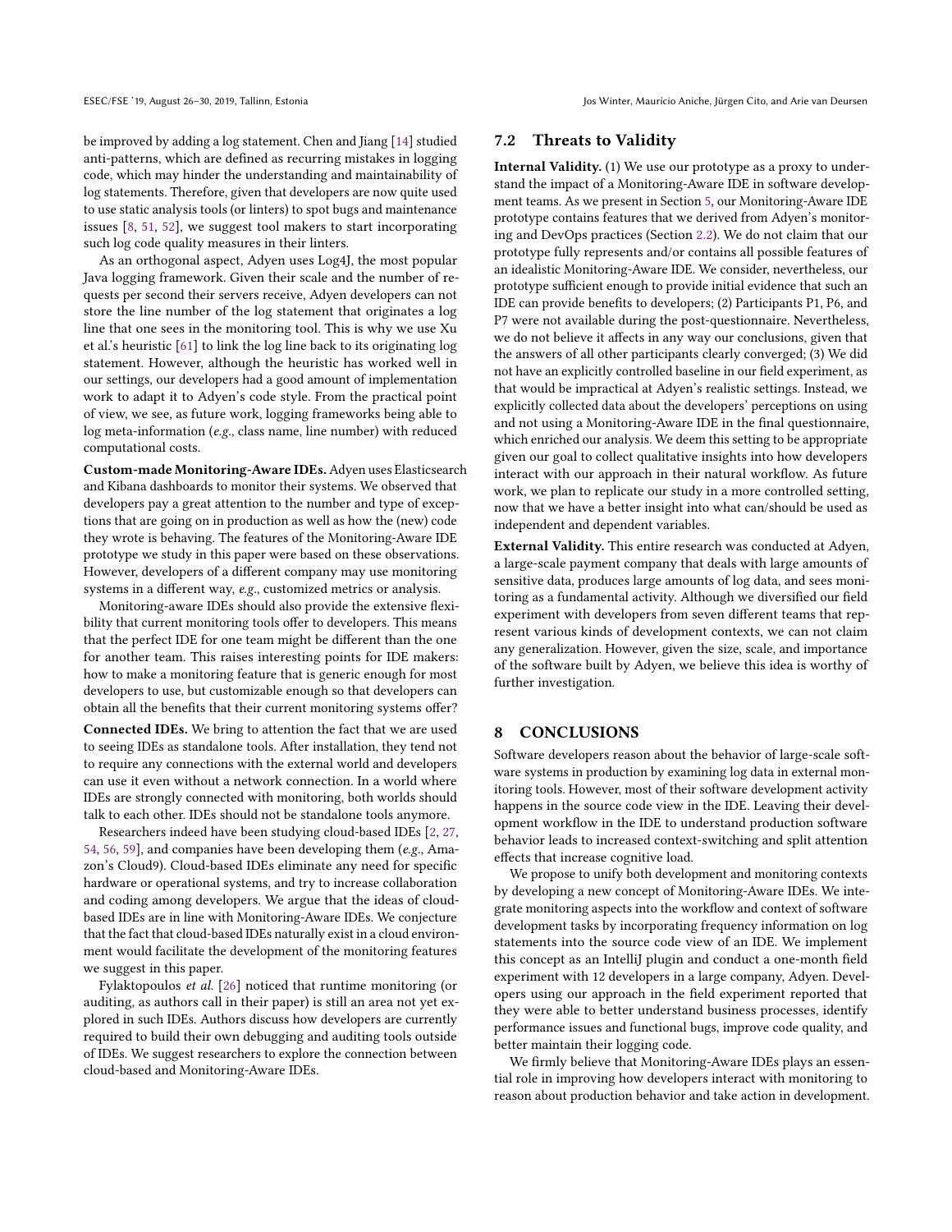be improved by adding a log statement. Chen and Jiang [14] studied anti-patterns, which are defined as recurring mistakes in logging code, which may hinder the understanding and maintainability of log statements. Therefore, given that developers are now quite used to use static analysis tools (or linters) to spot bugs and maintenance issues [8, 51, 52], we suggest tool makers to start incorporating such log code quality measures in their linters.

As an orthogonal aspect, Adyen uses Log4J, the most popular Java logging framework. Given their scale and the number of requests per second their servers receive, Adyen developers can not store the line number of the log statement that originates a log line that one sees in the monitoring tool. This is why we use Xu et al.'s heuristic [61] to link the log line back to its originating log statement. However, although the heuristic has worked well in our settings, our developers had a good amount of implementation work to adapt it to Adyen's code style. From the practical point of view, we see, as future work, logging frameworks being able to log meta-information (*e.g.*, class name, line number) with reduced computational costs.

**Custom-made Monitoring-Aware IDEs.** Adyen uses Elasticsearch and Kibana dashboards to monitor their systems. We observed that developers pay a great attention to the number and type of exceptions that are going on in production as well as how the (new) code they wrote is behaving. The features of the Monitoring-Aware IDE prototype we study in this paper were based on these observations. However, developers of a different company may use monitoring systems in a different way, *e.g.*, customized metrics or analysis.

Monitoring-aware IDEs should also provide the extensive flexibility that current monitoring tools offer to developers. This means that the perfect IDE for one team might be different than the one for another team. This raises interesting points for IDE makers: how to make a monitoring feature that is generic enough for most developers to use, but customizable enough so that developers can obtain all the benefits that their current monitoring systems offer?

**Connected IDEs.** We bring to attention the fact that we are used to seeing IDEs as standalone tools. After installation, they tend not to require any connections with the external world and developers can use it even without a network connection. In a world where IDEs are strongly connected with monitoring, both worlds should talk to each other. IDEs should not be standalone tools anymore.

Researchers indeed have been studying cloud-based IDEs [2, 27, 54, 56, 59], and companies have been developing them (*e.g.*, Amazon's Cloud9). Cloud-based IDEs eliminate any need for specific hardware or operational systems, and try to increase collaboration and coding among developers. We argue that the ideas of cloud-based IDEs are in line with Monitoring-Aware IDEs. We conjecture that the fact that cloud-based IDEs naturally exist in a cloud environment would facilitate the development of the monitoring features we suggest in this paper.

Fylaktopoulos *et al.* [26] noticed that runtime monitoring (or auditing, as authors call in their paper) is still an area not yet explored in such IDEs. Authors discuss how developers are currently required to build their own debugging and auditing tools outside of IDEs. We suggest researchers to explore the connection between cloud-based and Monitoring-Aware IDEs.

## 7.2 Threats to Validity

**Internal Validity.** (1) We use our prototype as a proxy to understand the impact of a Monitoring-Aware IDE in software development teams. As we present in Section 5, our Monitoring-Aware IDE prototype contains features that we derived from Adyen's monitoring and DevOps practices (Section 2.2). We do not claim that our prototype fully represents and/or contains all possible features of an idealistic Monitoring-Aware IDE. We consider, nevertheless, our prototype sufficient enough to provide initial evidence that such an IDE can provide benefits to developers; (2) Participants P1, P6, and P7 were not available during the post-questionnaire. Nevertheless, we do not believe it affects in any way our conclusions, given that the answers of all other participants clearly converged; (3) We did not have an explicitly controlled baseline in our field experiment, as that would be impractical at Adyen's realistic settings. Instead, we explicitly collected data about the developers' perceptions on using and not using a Monitoring-Aware IDE in the final questionnaire, which enriched our analysis. We deem this setting to be appropriate given our goal to collect qualitative insights into how developers interact with our approach in their natural workflow. As future work, we plan to replicate our study in a more controlled setting, now that we have a better insight into what can/should be used as independent and dependent variables.

**External Validity.** This entire research was conducted at Adyen, a large-scale payment company that deals with large amounts of sensitive data, produces large amounts of log data, and sees monitoring as a fundamental activity. Although we diversified our field experiment with developers from seven different teams that represent various kinds of development contexts, we can not claim any generalization. However, given the size, scale, and importance of the software built by Adyen, we believe this idea is worthy of further investigation.

# 8 CONCLUSIONS

Software developers reason about the behavior of large-scale software systems in production by examining log data in external monitoring tools. However, most of their software development activity happens in the source code view in the IDE. Leaving their development workflow in the IDE to understand production software behavior leads to increased context-switching and split attention effects that increase cognitive load.

We propose to unify both development and monitoring contexts by developing a new concept of Monitoring-Aware IDEs. We integrate monitoring aspects into the workflow and context of software development tasks by incorporating frequency information on log statements into the source code view of an IDE. We implement this concept as an IntelliJ plugin and conduct a one-month field experiment with 12 developers in a large company, Adyen. Developers using our approach in the field experiment reported that they were able to better understand business processes, identify performance issues and functional bugs, improve code quality, and better maintain their logging code.

We firmly believe that Monitoring-Aware IDEs plays an essential role in improving how developers interact with monitoring to reason about production behavior and take action in development.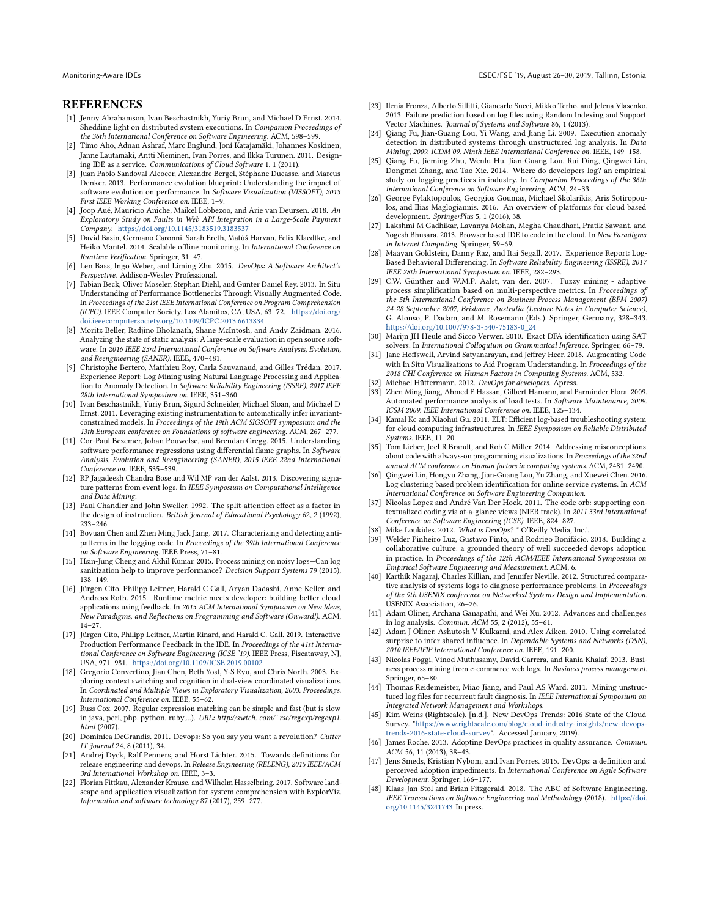## REFERENCES

[1] Jenny Abrahamson, Ivan Beschastnikh, Yuriy Brun, and Michael D Ernst. 2014. Shedding light on distributed system executions. In *Companion Proceedings of the 36th International Conference on Software Engineering*. ACM, 598–599.

[2] Timo Aho, Adnan Ashraf, Marc Englund, Joni Katajamäki, Johannes Koskinen, Janne Lautamäki, Antti Nieminen, Ivan Porres, and Ilkka Turunen. 2011. Designing IDE as a service. *Communications of Cloud Software* 1, 1 (2011).

[3] Juan Pablo Sandoval Alcocer, Alexandre Bergel, Stéphane Ducasse, and Marcus Denker. 2013. Performance evolution blueprint: Understanding the impact of software evolution on performance. In *Software Visualization (VISSOFT), 2013 First IEEE Working Conference on*. IEEE, 1–9.

[4] Joop Aué, Maurício Aniche, Maikel Lobbezoo, and Arie van Deursen. 2018. *An Exploratory Study on Faults in Web API Integration in a Large-Scale Payment Company*. https://doi.org/10.1145/3183519.3183537

[5] David Basin, Germano Caronni, Sarah Ereth, Matúš Harvan, Felix Klaedtke, and Heiko Mantel. 2014. Scalable offline monitoring. In *International Conference on Runtime Verification*. Springer, 31–47.

[6] Len Bass, Ingo Weber, and Liming Zhu. 2015. *DevOps: A Software Architect's Perspective*. Addison-Wesley Professional.

[7] Fabian Beck, Oliver Moseler, Stephan Diehl, and Gunter Daniel Rey. 2013. In Situ Understanding of Performance Bottlenecks Through Visually Augmented Code. In *Proceedings of the 21st IEEE International Conference on Program Comprehension (ICPC)*. IEEE Computer Society, Los Alamitos, CA, USA, 63–72. https://doi.org/doi.ieeecomputersociety.org/10.1109/ICPC.2013.6613834

[8] Moritz Beller, Radjino Bholanath, Shane McIntosh, and Andy Zaidman. 2016. Analyzing the state of static analysis: A large-scale evaluation in open source software. In *2016 IEEE 23rd International Conference on Software Analysis, Evolution, and Reengineering (SANER)*. IEEE, 470–481.

[9] Christophe Bertero, Matthieu Roy, Carla Sauvanaud, and Gilles Trédan. 2017. Experience Report: Log Mining using Natural Language Processing and Application to Anomaly Detection. In *Software Reliability Engineering (ISSRE), 2017 IEEE 28th International Symposium on*. IEEE, 351–360.

[10] Ivan Beschastnikh, Yuriy Brun, Sigurd Schneider, Michael Sloan, and Michael D Ernst. 2011. Leveraging existing instrumentation to automatically infer invariant-constrained models. In *Proceedings of the 19th ACM SIGSOFT symposium and the 13th European conference on Foundations of software engineering*. ACM, 267–277.

[11] Cor-Paul Bezemer, Johan Pouwelse, and Brendan Gregg. 2015. Understanding software performance regressions using differential flame graphs. In *Software Analysis, Evolution and Reengineering (SANER), 2015 IEEE 22nd International Conference on*. IEEE, 535–539.

[12] RP Jagadeesh Chandra Bose and Wil MP van der Aalst. 2013. Discovering signature patterns from event logs. In *IEEE Symposium on Computational Intelligence and Data Mining*.

[13] Paul Chandler and John Sweller. 1992. The split-attention effect as a factor in the design of instruction. *British Journal of Educational Psychology* 62, 2 (1992), 233–246.

[14] Boyuan Chen and Zhen Ming Jack Jiang. 2017. Characterizing and detecting anti-patterns in the logging code. In *Proceedings of the 39th International Conference on Software Engineering*. IEEE Press, 71–81.

[15] Hsin-Jung Cheng and Akhil Kumar. 2015. Process mining on noisy logs—Can log sanitization help to improve performance? *Decision Support Systems* 79 (2015), 138–149.

[16] Jürgen Cito, Philipp Leitner, Harald C Gall, Aryan Dadashi, Anne Keller, and Andreas Roth. 2015. Runtime metric meets developer: building better cloud applications using feedback. In *2015 ACM International Symposium on New Ideas, New Paradigms, and Reflections on Programming and Software (Onward!)*. ACM, 14–27.

[17] Jürgen Cito, Philipp Leitner, Martin Rinard, and Harald C. Gall. 2019. Interactive Production Performance Feedback in the IDE. In *Proceedings of the 41st International Conference on Software Engineering (ICSE '19)*. IEEE Press, Piscataway, NJ, USA, 971–981. https://doi.org/10.1109/ICSE.2019.00102

[18] Gregorio Convertino, Jian Chen, Beth Yost, Y-S Ryu, and Chris North. 2003. Exploring context switching and cognition in dual-view coordinated visualizations. In *Coordinated and Multiple Views in Exploratory Visualization, 2003. Proceedings. International Conference on*. IEEE, 55–62.

[19] Russ Cox. 2007. Regular expression matching can be simple and fast (but is slow in java, perl, php, python, ruby,...). *URL: http://swtch. com/˜ rsc/regexp/regexp1. html* (2007).

[20] Dominica DeGrandis. 2011. Devops: So you say you want a revolution? *Cutter IT Journal* 24, 8 (2011), 34.

[21] Andrej Dyck, Ralf Penners, and Horst Lichter. 2015. Towards definitions for release engineering and devops. In *Release Engineering (RELENG), 2015 IEEE/ACM 3rd International Workshop on*. IEEE, 3–3.

[22] Florian Fittkau, Alexander Krause, and Wilhelm Hasselbring. 2017. Software landscape and application visualization for system comprehension with ExplorViz. *Information and software technology* 87 (2017), 259–277.

[23] Ilenia Fronza, Alberto Sillitti, Giancarlo Succi, Mikko Terho, and Jelena Vlasenko. 2013. Failure prediction based on log files using Random Indexing and Support Vector Machines. *Journal of Systems and Software* 86, 1 (2013).

[24] Qiang Fu, Jian-Guang Lou, Yi Wang, and Jiang Li. 2009. Execution anomaly detection in distributed systems through unstructured log analysis. In *Data Mining, 2009. ICDM'09. Ninth IEEE International Conference on*. IEEE, 149–158.

[25] Qiang Fu, Jieming Zhu, Wenlu Hu, Jian-Guang Lou, Rui Ding, Qingwei Lin, Dongmei Zhang, and Tao Xie. 2014. Where do developers log? an empirical study on logging practices in industry. In *Companion Proceedings of the 36th International Conference on Software Engineering*. ACM, 24–33.

[26] George Fylaktopoulos, Georgios Goumas, Michael Skolarikis, Aris Sotiropoulos, and Ilias Maglogiannis. 2016. An overview of platforms for cloud based development. *SpringerPlus* 5, 1 (2016), 38.

[27] Lakshmi M Gadhikar, Lavanya Mohan, Megha Chaudhari, Pratik Sawant, and Yogesh Bhusara. 2013. Browser based IDE to code in the cloud. In *New Paradigms in Internet Computing*. Springer, 59–69.

[28] Maayan Goldstein, Danny Raz, and Itai Segall. 2017. Experience Report: Log-Based Behavioral Differencing. In *Software Reliability Engineering (ISSRE), 2017 IEEE 28th International Symposium on*. IEEE, 282–293.

[29] C.W. Günther and W.M.P. Aalst, van der. 2007. Fuzzy mining - adaptive process simplification based on multi-perspective metrics. In *Proceedings of the 5th International Conference on Business Process Management (BPM 2007) 24-28 September 2007, Brisbane, Australia (Lecture Notes in Computer Science)*, G. Alonso, P. Dadam, and M. Rosemann (Eds.). Springer, Germany, 328–343. https://doi.org/10.1007/978-3-540-75183-0_24

[30] Marijn JH Heule and Sicco Verwer. 2010. Exact DFA identification using SAT solvers. In *International Colloquium on Grammatical Inference*. Springer, 66–79.

[31] Jane Hoffswell, Arvind Satyanarayan, and Jeffrey Heer. 2018. Augmenting Code with In Situ Visualizations to Aid Program Understanding. In *Proceedings of the 2018 CHI Conference on Human Factors in Computing Systems*. ACM, 532.

[32] Michael Hüttermann. 2012. *DevOps for developers*. Apress.

[33] Zhen Ming Jiang, Ahmed E Hassan, Gilbert Hamann, and Parminder Flora. 2009. Automated performance analysis of load tests. In *Software Maintenance, 2009. ICSM 2009. IEEE International Conference on*. IEEE, 125–134.

[34] Kamal Kc and Xiaohui Gu. 2011. ELT: Efficient log-based troubleshooting system for cloud computing infrastructures. In *IEEE Symposium on Reliable Distributed Systems*. IEEE, 11–20.

[35] Tom Lieber, Joel R Brandt, and Rob C Miller. 2014. Addressing misconceptions about code with always-on programming visualizations. In *Proceedings of the 32nd annual ACM conference on Human factors in computing systems*. ACM, 2481–2490.

[36] Qingwei Lin, Hongyu Zhang, Jian-Guang Lou, Yu Zhang, and Xuewei Chen. 2016. Log clustering based problem identification for online service systems. In *ACM International Conference on Software Engineering Companion*.

[37] Nicolas Lopez and André Van Der Hoek. 2011. The code orb: supporting contextualized coding via at-a-glance views (NIER track). In *2011 33rd International Conference on Software Engineering (ICSE)*. IEEE, 824–827.

[38] Mike Loukides. 2012. *What is DevOps?* " O'Reilly Media, Inc.".

[39] Welder Pinheiro Luz, Gustavo Pinto, and Rodrigo Bonifácio. 2018. Building a collaborative culture: a grounded theory of well succeeded devops adoption in practice. In *Proceedings of the 12th ACM/IEEE International Symposium on Empirical Software Engineering and Measurement*. ACM, 6.

[40] Karthik Nagaraj, Charles Killian, and Jennifer Neville. 2012. Structured comparative analysis of systems logs to diagnose performance problems. In *Proceedings of the 9th USENIX conference on Networked Systems Design and Implementation*. USENIX Association, 26–26.

[41] Adam Oliner, Archana Ganapathi, and Wei Xu. 2012. Advances and challenges in log analysis. *Commun. ACM* 55, 2 (2012), 55–61.

[42] Adam J Oliner, Ashutosh V Kulkarni, and Alex Aiken. 2010. Using correlated surprise to infer shared influence. In *Dependable Systems and Networks (DSN), 2010 IEEE/IFIP International Conference on*. IEEE, 191–200.

[43] Nicolas Poggi, Vinod Muthusamy, David Carrera, and Rania Khalaf. 2013. Business process mining from e-commerce web logs. In *Business process management*. Springer, 65–80.

[44] Thomas Reidemeister, Miao Jiang, and Paul AS Ward. 2011. Mining unstructured log files for recurrent fault diagnosis. In *IEEE International Symposium on Integrated Network Management and Workshops*.

[45] Kim Weins (Rightscale). [n.d.]. New DevOps Trends: 2016 State of the Cloud Survey. "https://www.rightscale.com/blog/cloud-industry-insights/new-devops-trends-2016-state-cloud-survey". Accessed January, 2019).

[46] James Roche. 2013. Adopting DevOps practices in quality assurance. *Commun. ACM* 56, 11 (2013), 38–43.

[47] Jens Smeds, Kristian Nybom, and Ivan Porres. 2015. DevOps: a definition and perceived adoption impediments. In *International Conference on Agile Software Development*. Springer, 166–177.

[48] Klaas-Jan Stol and Brian Fitzgerald. 2018. The ABC of Software Engineering. *IEEE Transactions on Software Engineering and Methodology* (2018). https://doi.org/10.1145/3241743 In press.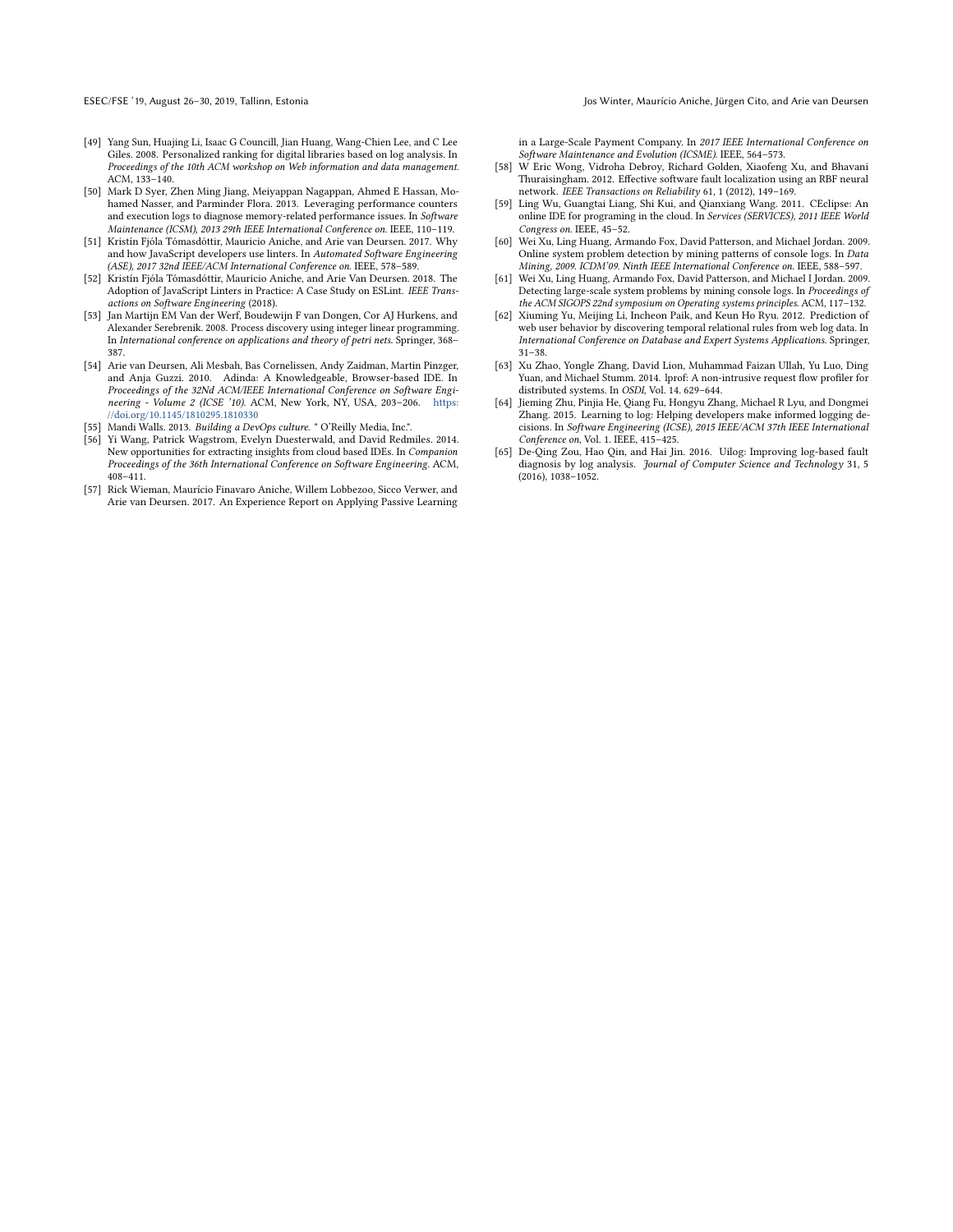- [49] Yang Sun, Huajing Li, Isaac G Councill, Jian Huang, Wang-Chien Lee, and C Lee Giles. 2008. Personalized ranking for digital libraries based on log analysis. In *Proceedings of the 10th ACM workshop on Web information and data management*. ACM, 133–140.
- [50] Mark D Syer, Zhen Ming Jiang, Meiyappan Nagappan, Ahmed E Hassan, Mohamed Nasser, and Parminder Flora. 2013. Leveraging performance counters and execution logs to diagnose memory-related performance issues. In *Software Maintenance (ICSM), 2013 29th IEEE International Conference on*. IEEE, 110–119.
- [51] Kristín Fjóla Tómasdóttir, Mauricio Aniche, and Arie van Deursen. 2017. Why and how JavaScript developers use linters. In *Automated Software Engineering (ASE), 2017 32nd IEEE/ACM International Conference on*. IEEE, 578–589.
- [52] Kristín Fjóla Tómasdóttir, Mauricio Aniche, and Arie Van Deursen. 2018. The Adoption of JavaScript Linters in Practice: A Case Study on ESLint. *IEEE Transactions on Software Engineering* (2018).
- [53] Jan Martijn EM Van der Werf, Boudewijn F van Dongen, Cor AJ Hurkens, and Alexander Serebrenik. 2008. Process discovery using integer linear programming. In *International conference on applications and theory of petri nets*. Springer, 368–387.
- [54] Arie van Deursen, Ali Mesbah, Bas Cornelissen, Andy Zaidman, Martin Pinzger, and Anja Guzzi. 2010. Adinda: A Knowledgeable, Browser-based IDE. In *Proceedings of the 32Nd ACM/IEEE International Conference on Software Engineering - Volume 2 (ICSE '10)*. ACM, New York, NY, USA, 203–206. https://doi.org/10.1145/1810295.1810330
- [55] Mandi Walls. 2013. *Building a DevOps culture.* " O'Reilly Media, Inc.".
- [56] Yi Wang, Patrick Wagstrom, Evelyn Duesterwald, and David Redmiles. 2014. New opportunities for extracting insights from cloud based IDEs. In *Companion Proceedings of the 36th International Conference on Software Engineering*. ACM, 408–411.
- [57] Rick Wieman, Maurício Finavaro Aniche, Willem Lobbezoo, Sicco Verwer, and Arie van Deursen. 2017. An Experience Report on Applying Passive Learning in a Large-Scale Payment Company. In *2017 IEEE International Conference on Software Maintenance and Evolution (ICSME)*. IEEE, 564–573.
- [58] W Eric Wong, Vidroha Debroy, Richard Golden, Xiaofeng Xu, and Bhavani Thuraisingham. 2012. Effective software fault localization using an RBF neural network. *IEEE Transactions on Reliability* 61, 1 (2012), 149–169.
- [59] Ling Wu, Guangtai Liang, Shi Kui, and Qianxiang Wang. 2011. CEclipse: An online IDE for programing in the cloud. In *Services (SERVICES), 2011 IEEE World Congress on*. IEEE, 45–52.
- [60] Wei Xu, Ling Huang, Armando Fox, David Patterson, and Michael Jordan. 2009. Online system problem detection by mining patterns of console logs. In *Data Mining, 2009. ICDM'09. Ninth IEEE International Conference on*. IEEE, 588–597.
- [61] Wei Xu, Ling Huang, Armando Fox, David Patterson, and Michael I Jordan. 2009. Detecting large-scale system problems by mining console logs. In *Proceedings of the ACM SIGOPS 22nd symposium on Operating systems principles*. ACM, 117–132.
- [62] Xiuming Yu, Meijing Li, Incheon Paik, and Keun Ho Ryu. 2012. Prediction of web user behavior by discovering temporal relational rules from web log data. In *International Conference on Database and Expert Systems Applications*. Springer, 31–38.
- [63] Xu Zhao, Yongle Zhang, David Lion, Muhammad Faizan Ullah, Yu Luo, Ding Yuan, and Michael Stumm. 2014. lprof: A non-intrusive request flow profiler for distributed systems. In *OSDI*, Vol. 14. 629–644.
- [64] Jieming Zhu, Pinjia He, Qiang Fu, Hongyu Zhang, Michael R Lyu, and Dongmei Zhang. 2015. Learning to log: Helping developers make informed logging decisions. In *Software Engineering (ICSE), 2015 IEEE/ACM 37th IEEE International Conference on*, Vol. 1. IEEE, 415–425.
- [65] De-Qing Zou, Hao Qin, and Hai Jin. 2016. Uilog: Improving log-based fault diagnosis by log analysis. *Journal of Computer Science and Technology* 31, 5 (2016), 1038–1052.